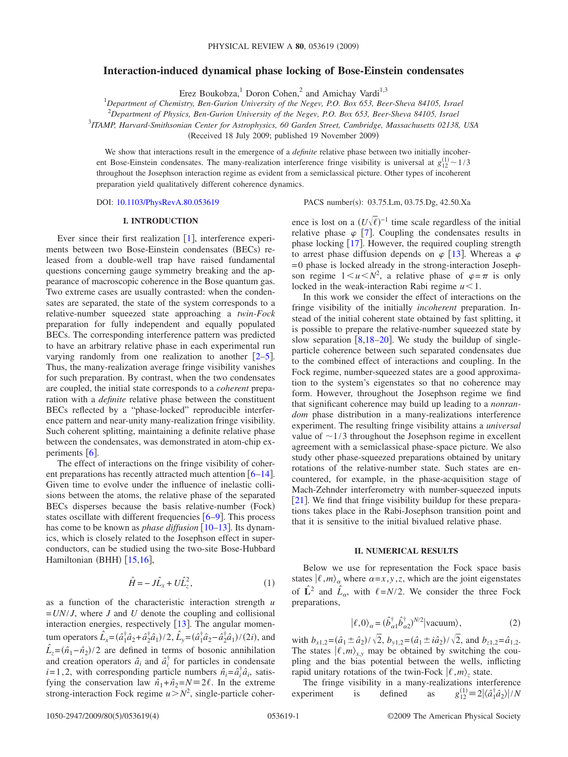# Interaction-induced dynamical phase locking of Bose-Einstein condensates

Erez Boukobza,[1] Doron Cohen,[2] and Amichay Vardi[1,3]

[1]*Department of Chemistry, Ben-Gurion University of the Negev, P.O. Box 653, Beer-Sheva 84105, Israel*
[2]*Department of Physics, Ben-Gurion University of the Negev, P.O. Box 653, Beer-Sheva 84105, Israel*
[3]*ITAMP, Harvard-Smithsonian Center for Astrophysics, 60 Garden Street, Cambridge, Massachusetts 02138, USA*

(Received 18 July 2009; published 19 November 2009)

We show that interactions result in the emergence of a *definite* relative phase between two initially incoherent Bose-Einstein condensates. The many-realization interference fringe visibility is universal at $g_{12}^{(1)} \sim 1/3$ throughout the Josephson interaction regime as evident from a semiclassical picture. Other types of incoherent preparation yield qualitatively different coherence dynamics.

DOI: 10.1103/PhysRevA.80.053619 PACS number(s): 03.75.Lm, 03.75.Dg, 42.50.Xa

## I. INTRODUCTION

Ever since their first realization [1], interference experiments between two Bose-Einstein condensates (BECs) released from a double-well trap have raised fundamental questions concerning gauge symmetry breaking and the appearance of macroscopic coherence in the Bose quantum gas. Two extreme cases are usually contrasted: when the condensates are separated, the state of the system corresponds to a relative-number squeezed state approaching a *twin-Fock* preparation for fully independent and equally populated BECs. The corresponding interference pattern was predicted to have an arbitrary relative phase in each experimental run varying randomly from one realization to another [2–5]. Thus, the many-realization average fringe visibility vanishes for such preparation. By contrast, when the two condensates are coupled, the initial state corresponds to a *coherent* preparation with a *definite* relative phase between the constituent BECs reflected by a "phase-locked" reproducible interference pattern and near-unity many-realization fringe visibility. Such coherent splitting, maintaining a definite relative phase between the condensates, was demonstrated in atom-chip experiments [6].

The effect of interactions on the fringe visibility of coherent preparations has recently attracted much attention [6–14]. Given time to evolve under the influence of inelastic collisions between the atoms, the relative phase of the separated BECs disperses because the basis relative-number (Fock) states oscillate with different frequencies [6–9]. This process has come to be known as *phase diffusion* [10–13]. Its dynamics, which is closely related to the Josephson effect in superconductors, can be studied using the two-site Bose-Hubbard Hamiltonian (BHH) [15,16],

$$\hat{H} = -J\hat{L}_x + U\hat{L}_z^2, \tag{1}$$

as a function of the characteristic interaction strength $u = UN/J$, where $J$ and $U$ denote the coupling and collisional interaction energies, respectively [13]. The angular momentum operators $\hat{L}_x = (\hat{a}_1^\dagger \hat{a}_2 + \hat{a}_2^\dagger \hat{a}_1)/2$, $\hat{L}_y = (\hat{a}_1^\dagger \hat{a}_2 - \hat{a}_2^\dagger \hat{a}_1)/(2i)$, and $\hat{L}_z = (\hat{n}_1 - \hat{n}_2)/2$ are defined in terms of bosonic annihilation and creation operators $\hat{a}_i$ and $\hat{a}_i^\dagger$ for particles in condensate $i=1,2$, with corresponding particle numbers $\hat{n}_i = \hat{a}_i^\dagger \hat{a}_i$, satisfying the conservation law $\hat{n}_1 + \hat{n}_2 = N \equiv 2\ell$. In the extreme strong-interaction Fock regime $u > N^2$, single-particle coherence is lost on a $(U\sqrt{\ell})^{-1}$ time scale regardless of the initial relative phase $\varphi$ [7]. Coupling the condensates results in phase locking [17]. However, the required coupling strength to arrest phase diffusion depends on $\varphi$ [13]. Whereas a $\varphi = 0$ phase is locked already in the strong-interaction Josephson regime $1 < u < N^2$, a relative phase of $\varphi = \pi$ is only locked in the weak-interaction Rabi regime $u < 1$.

In this work we consider the effect of interactions on the fringe visibility of the initially *incoherent* preparation. Instead of the initial coherent state obtained by fast splitting, it is possible to prepare the relative-number squeezed state by slow separation [8,18–20]. We study the buildup of single-particle coherence between such separated condensates due to the combined effect of interactions and coupling. In the Fock regime, number-squeezed states are a good approximation to the system's eigenstates so that no coherence may form. However, throughout the Josephson regime we find that significant coherence may build up leading to a *nonrandom* phase distribution in a many-realizations interference experiment. The resulting fringe visibility attains a *universal* value of $\sim 1/3$ throughout the Josephson regime in excellent agreement with a semiclassical phase-space picture. We also study other phase-squeezed preparations obtained by unitary rotations of the relative-number state. Such states are encountered, for example, in the phase-acquisition stage of Mach-Zehnder interferometry with number-squeezed inputs [21]. We find that fringe visibility buildup for these preparations takes place in the Rabi-Josephson transition point and that it is sensitive to the initial bivalued relative phase.

## II. NUMERICAL RESULTS

Below we use for representation the Fock space basis states $|\ell,m\rangle_\alpha$ where $\alpha = x,y,z$, which are the joint eigenstates of $\hat{\mathbf{L}}^2$ and $\hat{L}_\alpha$, with $\ell = N/2$. We consider the three Fock preparations,

$$|\ell,0\rangle_\alpha = (\hat{b}_{\alpha 1}^\dagger \hat{b}_{\alpha 2}^\dagger)^{N/2} |\text{vacuum}\rangle, \tag{2}$$

with $b_{x1,2} = (\hat{a}_1 \pm \hat{a}_2)/\sqrt{2}$, $b_{y1,2} = (\hat{a}_1 \pm i\hat{a}_2)/\sqrt{2}$, and $b_{z1,2} = \hat{a}_{1,2}$. The states $|\ell,m\rangle_{x,y}$ may be obtained by switching the coupling and the bias potential between the wells, inflicting rapid unitary rotations of the twin-Fock $|\ell,m\rangle_z$ state.

The fringe visibility in a many-realizations interference experiment is defined as $g_{12}^{(1)} \equiv 2|\langle \hat{a}_1^\dagger \hat{a}_2 \rangle|/N$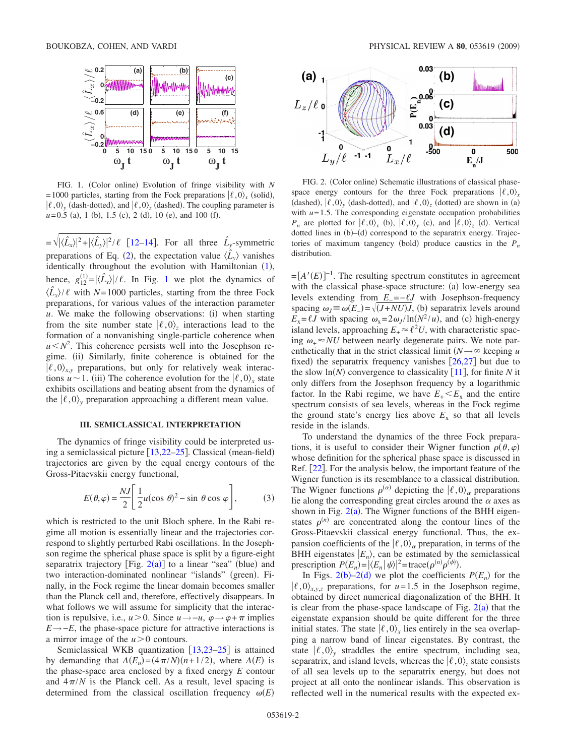FIG. 1. (Color online) Evolution of fringe visibility with $N=1000$ particles, starting from the Fock preparations $|\ell,0\rangle_x$ (solid), $|\ell,0\rangle_y$ (dash-dotted), and $|\ell,0\rangle_z$ (dashed). The coupling parameter is $u=0.5$ (a), 1 (b), 1.5 (c), 2 (d), 10 (e), and 100 (f).

$=\sqrt{|\langle\hat{L}_x\rangle|^2+|\langle\hat{L}_y\rangle|^2}/\ell$ [12–14]. For all three $\hat{L}_y$-symmetric preparations of Eq. (2), the expectation value $\langle\hat{L}_y\rangle$ vanishes identically throughout the evolution with Hamiltonian (1), hence, $g_{12}^{(1)}=|\langle\hat{L}_x\rangle|/\ell$. In Fig. 1 we plot the dynamics of $\langle\hat{L}_x\rangle/\ell$ with $N=1000$ particles, starting from the three Fock preparations, for various values of the interaction parameter $u$. We make the following observations: (i) when starting from the site number state $|\ell,0\rangle_z$ interactions lead to the formation of a nonvanishing single-particle coherence when $u<N^2$. This coherence persists well into the Josephson regime. (ii) Similarly, finite coherence is obtained for the $|\ell,0\rangle_{x,y}$ preparations, but only for relatively weak interactions $u\sim 1$. (iii) The coherence evolution for the $|\ell,0\rangle_x$ state exhibits oscillations and beating absent from the dynamics of the $|\ell,0\rangle_y$ preparation approaching a different mean value.

## III. SEMICLASSICAL INTERPRETATION

The dynamics of fringe visibility could be interpreted using a semiclassical picture [13,22–25]. Classical (mean-field) trajectories are given by the equal energy contours of the Gross-Pitaevskii energy functional,

$$E(\theta,\varphi)=\frac{NJ}{2}\left[\frac{1}{2}u(\cos\,\theta)^2-\sin\,\theta\cos\,\varphi\right], \tag{3}$$

which is restricted to the unit Bloch sphere. In the Rabi regime all motion is essentially linear and the trajectories correspond to slightly perturbed Rabi oscillations. In the Josephson regime the spherical phase space is split by a figure-eight separatrix trajectory [Fig. 2(a)] to a linear "sea" (blue) and two interaction-dominated nonlinear "islands" (green). Finally, in the Fock regime the linear domain becomes smaller than the Planck cell and, therefore, effectively disappears. In what follows we will assume for simplicity that the interaction is repulsive, i.e., $u>0$. Since $u\to -u$, $\varphi\to\varphi+\pi$ implies $E\to -E$, the phase-space picture for attractive interactions is a mirror image of the $u>0$ contours.

Semiclassical WKB quantization [13,23–25] is attained by demanding that $A(E_n)=(4\pi/N)(n+1/2)$, where $A(E)$ is the phase-space area enclosed by a fixed energy $E$ contour and $4\pi/N$ is the Planck cell. As a result, level spacing is determined from the classical oscillation frequency $\omega(E)$ $=[A'(E)]^{-1}$. The resulting spectrum constitutes in agreement with the classical phase-space structure: (a) low-energy sea levels extending from $E_-=-\ell J$ with Josephson-frequency spacing $\omega_J\equiv\omega(E_-)=\sqrt{(J+NU)J}$, (b) separatrix levels around $E_x=\ell J$ with spacing $\omega_x=2\omega_J/\ln(N^2/u)$, and (c) high-energy island levels, approaching $E_+\approx\ell^2U$, with characteristic spacing $\omega_+\approx NU$ between nearly degenerate pairs. We note parenthetically that in the strict classical limit ($N\to\infty$ keeping $u$ fixed) the separatrix frequency vanishes [26,27] but due to the slow $\ln(N)$ convergence to classicality [11], for finite $N$ it only differs from the Josephson frequency by a logarithmic factor. In the Rabi regime, we have $E_+<E_x$ and the entire spectrum consists of sea levels, whereas in the Fock regime the ground state's energy lies above $E_x$ so that all levels reside in the islands.

FIG. 2. (Color online) Schematic illustrations of classical phase-space energy contours for the three Fock preparations $|\ell,0\rangle_x$ (dashed), $|\ell,0\rangle_y$ (dash-dotted), and $|\ell,0\rangle_z$ (dotted) are shown in (a) with $u=1.5$. The corresponding eigenstate occupation probabilities $P_n$ are plotted for $|\ell,0\rangle_x$ (b), $|\ell,0\rangle_y$ (c), and $|\ell,0\rangle_z$ (d). Vertical dotted lines in (b)–(d) correspond to the separatrix energy. Trajectories of maximum tangency (bold) produce caustics in the $P_n$ distribution.

To understand the dynamics of the three Fock preparations, it is useful to consider their Wigner function $\rho(\theta,\varphi)$ whose definition for the spherical phase space is discussed in Ref. [22]. For the analysis below, the important feature of the Wigner function is its resemblance to a classical distribution. The Wigner functions $\rho^{(\alpha)}$ depicting the $|\ell,0\rangle_\alpha$ preparations lie along the corresponding great circles around the $\alpha$ axes as shown in Fig. 2(a). The Wigner functions of the BHH eigenstates $\rho^{(n)}$ are concentrated along the contour lines of the Gross-Pitaevskii classical energy functional. Thus, the expansion coefficients of the $|\ell,0\rangle_\alpha$ preparation, in terms of the BHH eigenstates $|E_n\rangle$, can be estimated by the semiclassical prescription $P(E_n)=|\langle E_n|\psi\rangle|^2=\mathrm{trace}(\rho^{(n)}\rho^{(\psi)})$.

In Figs. 2(b)–2(d) we plot the coefficients $P(E_n)$ for the $|\ell,0\rangle_{x,y,z}$ preparations, for $u=1.5$ in the Josephson regime, obtained by direct numerical diagonalization of the BHH. It is clear from the phase-space landscape of Fig. 2(a) that the eigenstate expansion should be quite different for the three initial states. The state $|\ell,0\rangle_x$ lies entirely in the sea overlapping a narrow band of linear eigenstates. By contrast, the state $|\ell,0\rangle_y$ straddles the entire spectrum, including sea, separatrix, and island levels, whereas the $|\ell,0\rangle_z$ state consists of all sea levels up to the separatrix energy, but does not project at all onto the nonlinear islands. This observation is reflected well in the numerical results with the expected ex-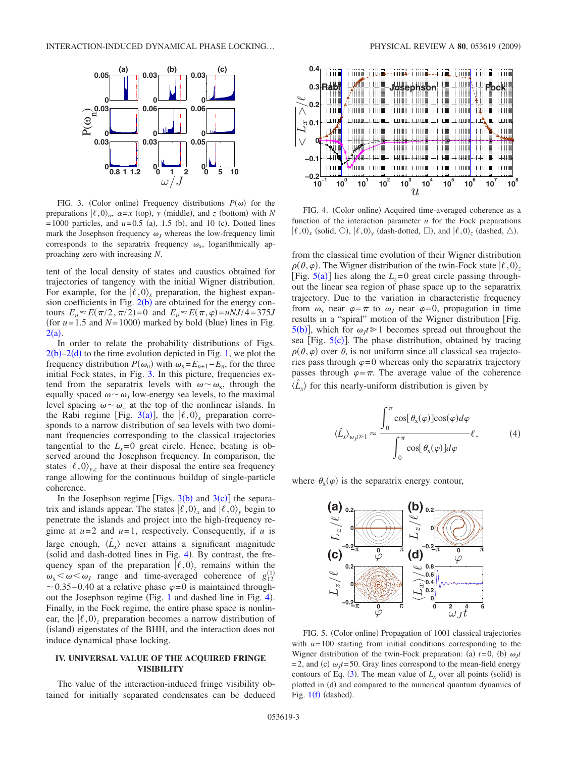FIG. 3. (Color online) Frequency distributions $P(\omega)$ for the preparations $|\ell,0\rangle_\alpha$, $\alpha=x$ (top), $y$ (middle), and $z$ (bottom) with $N=1000$ particles, and $u=0.5$ (a), 1.5 (b), and 10 (c). Dotted lines mark the Josephson frequency $\omega_J$ whereas the low-frequency limit corresponds to the separatrix frequency $\omega_x$, logarithmically approaching zero with increasing $N$.

tent of the local density of states and caustics obtained for trajectories of tangency with the initial Wigner distribution. For example, for the $|\ell,0\rangle_x$ preparation, the highest expansion coefficients in Fig. 2(b) are obtained for the energy contours $E_n \approx E(\pi/2,\pi/2)=0$ and $E_n \approx E(\pi,\varphi)=uNJ/4=375J$ (for $u=1.5$ and $N=1000$) marked by bold (blue) lines in Fig. 2(a).

In order to relate the probability distributions of Figs. 2(b)–2(d) to the time evolution depicted in Fig. 1, we plot the frequency distribution $P(\omega_n)$ with $\omega_n=E_{n+1}-E_n$, for the three initial Fock states, in Fig. 3. In this picture, frequencies extend from the separatrix levels with $\omega \sim \omega_x$, through the equally spaced $\omega \sim \omega_J$ low-energy sea levels, to the maximal level spacing $\omega \sim \omega_+$ at the top of the nonlinear islands. In the Rabi regime [Fig. 3(a)], the $|\ell,0\rangle_x$ preparation corresponds to a narrow distribution of sea levels with two dominant frequencies corresponding to the classical trajectories tangential to the $L_x=0$ great circle. Hence, beating is observed around the Josephson frequency. In comparison, the states $|\ell,0\rangle_{y,z}$ have at their disposal the entire sea frequency range allowing for the continuous buildup of single-particle coherence.

In the Josephson regime [Figs. 3(b) and 3(c)] the separatrix and islands appear. The states $|\ell,0\rangle_x$ and $|\ell,0\rangle_y$ begin to penetrate the islands and project into the high-frequency regime at $u=2$ and $u=1$, respectively. Consequently, if $u$ is large enough, $\langle \hat{L}_x \rangle$ never attains a significant magnitude (solid and dash-dotted lines in Fig. 4). By contrast, the frequency span of the preparation $|\ell,0\rangle_z$ remains within the $\omega_x < \omega < \omega_J$ range and time-averaged coherence of $g_{12}^{(1)} \sim 0.35$–$0.40$ at a relative phase $\varphi=0$ is maintained throughout the Josephson regime (Fig. 1 and dashed line in Fig. 4). Finally, in the Fock regime, the entire phase space is nonlinear, the $|\ell,0\rangle_z$ preparation becomes a narrow distribution of (island) eigenstates of the BHH, and the interaction does not induce dynamical phase locking.

## IV. UNIVERSAL VALUE OF THE ACQUIRED FRINGE VISIBILITY

The value of the interaction-induced fringe visibility obtained for initially separated condensates can be deduced from the classical time evolution of their Wigner distribution $\rho(\theta,\varphi)$. The Wigner distribution of the twin-Fock state $|\ell,0\rangle_z$ [Fig. 5(a)] lies along the $L_z=0$ great circle passing throughout the linear sea region of phase space up to the separatrix trajectory. Due to the variation in characteristic frequency from $\omega_x$ near $\varphi=\pi$ to $\omega_J$ near $\varphi=0$, propagation in time results in a "spiral" motion of the Wigner distribution [Fig. 5(b)], which for $\omega_J t \gg 1$ becomes spread out throughout the sea [Fig. 5(c)]. The phase distribution, obtained by tracing $\rho(\theta,\varphi)$ over $\theta$, is not uniform since all classical sea trajectories pass through $\varphi=0$ whereas only the separatrix trajectory passes through $\varphi=\pi$. The average value of the coherence $\langle \hat{L}_x \rangle$ for this nearly-uniform distribution is given by

$$\langle \hat{L}_x \rangle_{\omega_J t \gg 1} \approx \frac{\displaystyle\int_0^\pi \cos[\theta_x(\varphi)]\cos(\varphi)d\varphi}{\displaystyle\int_0^\pi \cos[\theta_x(\varphi)]d\varphi}\ell, \qquad (4)$$

where $\theta_x(\varphi)$ is the separatrix energy contour,

FIG. 4. (Color online) Acquired time-averaged coherence as a function of the interaction parameter $u$ for the Fock preparations $|\ell,0\rangle_x$ (solid, ○), $|\ell,0\rangle_y$ (dash-dotted, □), and $|\ell,0\rangle_z$ (dashed, △).

FIG. 5. (Color online) Propagation of 1001 classical trajectories with $u=100$ starting from initial conditions corresponding to the Wigner distribution of the twin-Fock preparation: (a) $t=0$, (b) $\omega_J t=2$, and (c) $\omega_J t=50$. Gray lines correspond to the mean-field energy contours of Eq. (3). The mean value of $L_x$ over all points (solid) is plotted in (d) and compared to the numerical quantum dynamics of Fig. 1(f) (dashed).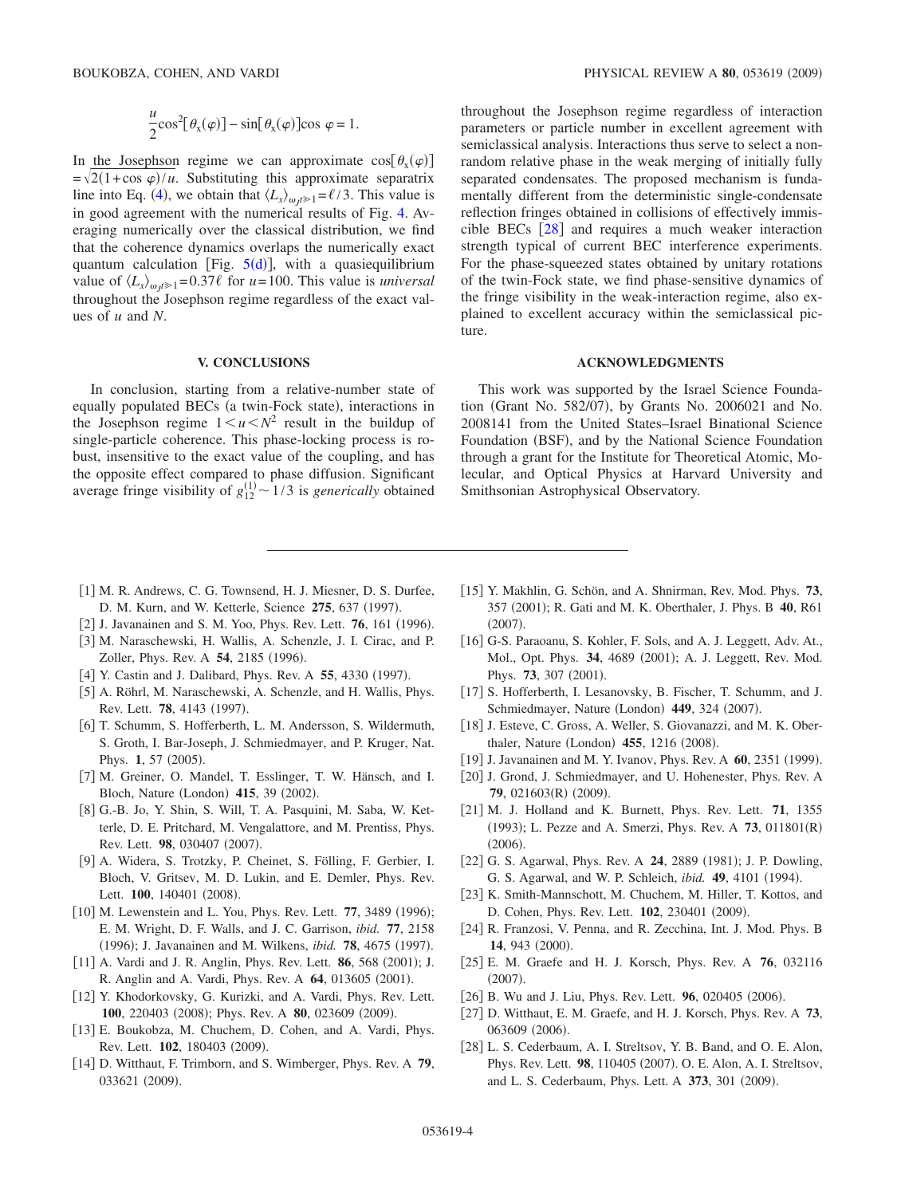$$\frac{u}{2}\cos^2[\theta_x(\varphi)] - \sin[\theta_x(\varphi)]\cos\varphi = 1.$$

In the Josephson regime we can approximate $\cos[\theta_x(\varphi)] = \sqrt{2(1+\cos\varphi)/u}$. Substituting this approximate separatrix line into Eq. (4), we obtain that $\langle L_x\rangle_{\omega_J t \gg 1} = \ell/3$. This value is in good agreement with the numerical results of Fig. 4. Averaging numerically over the classical distribution, we find that the coherence dynamics overlaps the numerically exact quantum calculation [Fig. 5(d)], with a quasiequilibrium value of $\langle L_x\rangle_{\omega_J t \gg 1} = 0.37\ell$ for $u=100$. This value is *universal* throughout the Josephson regime regardless of the exact values of $u$ and $N$.

## V. CONCLUSIONS

In conclusion, starting from a relative-number state of equally populated BECs (a twin-Fock state), interactions in the Josephson regime $1 < u < N^2$ result in the buildup of single-particle coherence. This phase-locking process is robust, insensitive to the exact value of the coupling, and has the opposite effect compared to phase diffusion. Significant average fringe visibility of $g_{12}^{(1)} \sim 1/3$ is *generically* obtained throughout the Josephson regime regardless of interaction parameters or particle number in excellent agreement with semiclassical analysis. Interactions thus serve to select a nonrandom relative phase in the weak merging of initially fully separated condensates. The proposed mechanism is fundamentally different from the deterministic single-condensate reflection fringes obtained in collisions of effectively immiscible BECs [28] and requires a much weaker interaction strength typical of current BEC interference experiments. For the phase-squeezed states obtained by unitary rotations of the twin-Fock state, we find phase-sensitive dynamics of the fringe visibility in the weak-interaction regime, also explained to excellent accuracy within the semiclassical picture.

## ACKNOWLEDGMENTS

This work was supported by the Israel Science Foundation (Grant No. 582/07), by Grants No. 2006021 and No. 2008141 from the United States–Israel Binational Science Foundation (BSF), and by the National Science Foundation through a grant for the Institute for Theoretical Atomic, Molecular, and Optical Physics at Harvard University and Smithsonian Astrophysical Observatory.

---

[1] M. R. Andrews, C. G. Townsend, H. J. Miesner, D. S. Durfee, D. M. Kurn, and W. Ketterle, Science **275**, 637 (1997).

[2] J. Javanainen and S. M. Yoo, Phys. Rev. Lett. **76**, 161 (1996).

[3] M. Naraschewski, H. Wallis, A. Schenzle, J. I. Cirac, and P. Zoller, Phys. Rev. A **54**, 2185 (1996).

[4] Y. Castin and J. Dalibard, Phys. Rev. A **55**, 4330 (1997).

[5] A. Röhrl, M. Naraschewski, A. Schenzle, and H. Wallis, Phys. Rev. Lett. **78**, 4143 (1997).

[6] T. Schumm, S. Hofferberth, L. M. Andersson, S. Wildermuth, S. Groth, I. Bar-Joseph, J. Schmiedmayer, and P. Kruger, Nat. Phys. **1**, 57 (2005).

[7] M. Greiner, O. Mandel, T. Esslinger, T. W. Hänsch, and I. Bloch, Nature (London) **415**, 39 (2002).

[8] G.-B. Jo, Y. Shin, S. Will, T. A. Pasquini, M. Saba, W. Ketterle, D. E. Pritchard, M. Vengalattore, and M. Prentiss, Phys. Rev. Lett. **98**, 030407 (2007).

[9] A. Widera, S. Trotzky, P. Cheinet, S. Fölling, F. Gerbier, I. Bloch, V. Gritsev, M. D. Lukin, and E. Demler, Phys. Rev. Lett. **100**, 140401 (2008).

[10] M. Lewenstein and L. You, Phys. Rev. Lett. **77**, 3489 (1996); E. M. Wright, D. F. Walls, and J. C. Garrison, *ibid.* **77**, 2158 (1996); J. Javanainen and M. Wilkens, *ibid.* **78**, 4675 (1997).

[11] A. Vardi and J. R. Anglin, Phys. Rev. Lett. **86**, 568 (2001); J. R. Anglin and A. Vardi, Phys. Rev. A **64**, 013605 (2001).

[12] Y. Khodorkovsky, G. Kurizki, and A. Vardi, Phys. Rev. Lett. **100**, 220403 (2008); Phys. Rev. A **80**, 023609 (2009).

[13] E. Boukobza, M. Chuchem, D. Cohen, and A. Vardi, Phys. Rev. Lett. **102**, 180403 (2009).

[14] D. Witthaut, F. Trimborn, and S. Wimberger, Phys. Rev. A **79**, 033621 (2009).

[15] Y. Makhlin, G. Schön, and A. Shnirman, Rev. Mod. Phys. **73**, 357 (2001); R. Gati and M. K. Oberthaler, J. Phys. B **40**, R61 (2007).

[16] G-S. Paraoanu, S. Kohler, F. Sols, and A. J. Leggett, Adv. At., Mol., Opt. Phys. **34**, 4689 (2001); A. J. Leggett, Rev. Mod. Phys. **73**, 307 (2001).

[17] S. Hofferberth, I. Lesanovsky, B. Fischer, T. Schumm, and J. Schmiedmayer, Nature (London) **449**, 324 (2007).

[18] J. Esteve, C. Gross, A. Weller, S. Giovanazzi, and M. K. Oberthaler, Nature (London) **455**, 1216 (2008).

[19] J. Javanainen and M. Y. Ivanov, Phys. Rev. A **60**, 2351 (1999).

[20] J. Grond, J. Schmiedmayer, and U. Hohenester, Phys. Rev. A **79**, 021603(R) (2009).

[21] M. J. Holland and K. Burnett, Phys. Rev. Lett. **71**, 1355 (1993); L. Pezze and A. Smerzi, Phys. Rev. A **73**, 011801(R) (2006).

[22] G. S. Agarwal, Phys. Rev. A **24**, 2889 (1981); J. P. Dowling, G. S. Agarwal, and W. P. Schleich, *ibid.* **49**, 4101 (1994).

[23] K. Smith-Mannschott, M. Chuchem, M. Hiller, T. Kottos, and D. Cohen, Phys. Rev. Lett. **102**, 230401 (2009).

[24] R. Franzosi, V. Penna, and R. Zecchina, Int. J. Mod. Phys. B **14**, 943 (2000).

[25] E. M. Graefe and H. J. Korsch, Phys. Rev. A **76**, 032116 (2007).

[26] B. Wu and J. Liu, Phys. Rev. Lett. **96**, 020405 (2006).

[27] D. Witthaut, E. M. Graefe, and H. J. Korsch, Phys. Rev. A **73**, 063609 (2006).

[28] L. S. Cederbaum, A. I. Streltsov, Y. B. Band, and O. E. Alon, Phys. Rev. Lett. **98**, 110405 (2007). O. E. Alon, A. I. Streltsov, and L. S. Cederbaum, Phys. Lett. A **373**, 301 (2009).